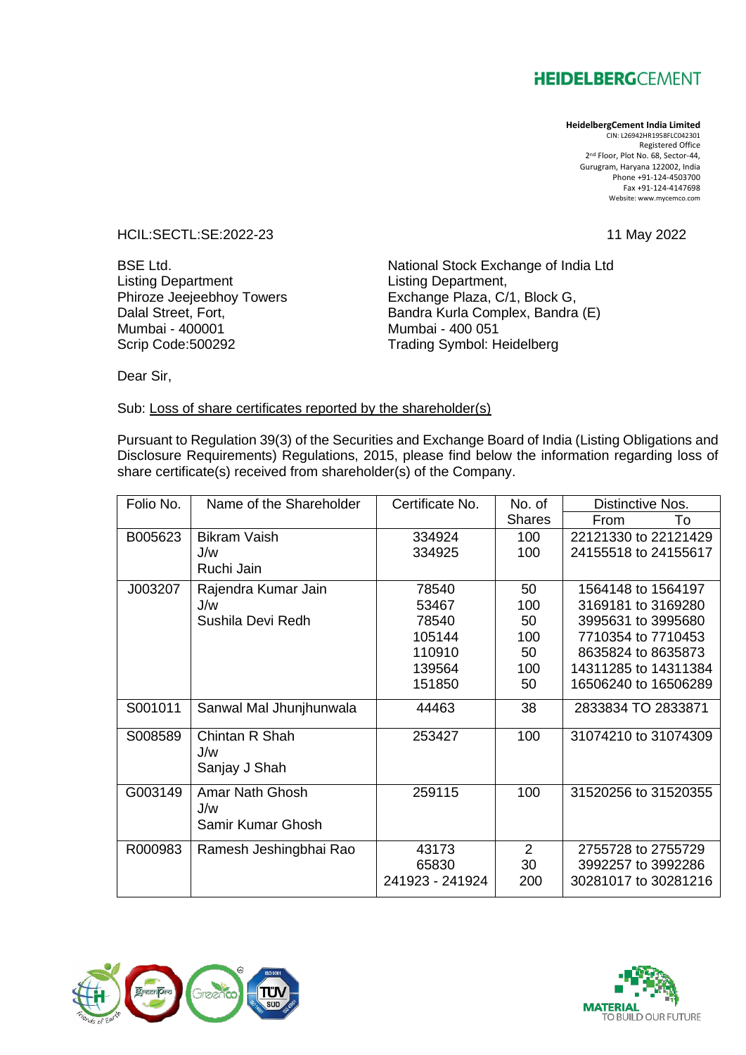HEIDELBERGCEMENT

**HeidelbergCement India Limited**
CIN: L26942HR1958FLC042301
Registered Office
2nd Floor, Plot No. 68, Sector-44,
Gurugram, Haryana 122002, India
Phone +91-124-4503700
Fax +91-124-4147698
Website: www.mycemco.com

HCIL:SECTL:SE:2022-23

11 May 2022

BSE Ltd.
Listing Department
Phiroze Jeejeebhoy Towers
Dalal Street, Fort,
Mumbai - 400001
Scrip Code:500292

National Stock Exchange of India Ltd
Listing Department,
Exchange Plaza, C/1, Block G,
Bandra Kurla Complex, Bandra (E)
Mumbai - 400 051
Trading Symbol: Heidelberg

Dear Sir,

Sub: Loss of share certificates reported by the shareholder(s)

Pursuant to Regulation 39(3) of the Securities and Exchange Board of India (Listing Obligations and Disclosure Requirements) Regulations, 2015, please find below the information regarding loss of share certificate(s) received from shareholder(s) of the Company.

| Folio No. | Name of the Shareholder | Certificate No. | No. of Shares | Distinctive Nos. From To |
|---|---|---|---|---|
| B005623 | Bikram Vaish J/w Ruchi Jain | 334924<br>334925 | 100<br>100 | 22121330 to 22121429<br>24155518 to 24155617 |
| J003207 | Rajendra Kumar Jain J/w Sushila Devi Redh | 78540<br>53467<br>78540<br>105144<br>110910<br>139564<br>151850 | 50<br>100<br>50<br>100<br>50<br>100<br>50 | 1564148 to 1564197<br>3169181 to 3169280<br>3995631 to 3995680<br>7710354 to 7710453<br>8635824 to 8635873<br>14311285 to 14311384<br>16506240 to 16506289 |
| S001011 | Sanwal Mal Jhunjhunwala | 44463 | 38 | 2833834 TO 2833871 |
| S008589 | Chintan R Shah J/w Sanjay J Shah | 253427 | 100 | 31074210 to 31074309 |
| G003149 | Amar Nath Ghosh J/w Samir Kumar Ghosh | 259115 | 100 | 31520256 to 31520355 |
| R000983 | Ramesh Jeshingbhai Rao | 43173<br>65830<br>241923 - 241924 | 2<br>30<br>200 | 2755728 to 2755729<br>3992257 to 3992286<br>30281017 to 30281216 |

MATERIAL TO BUILD OUR FUTURE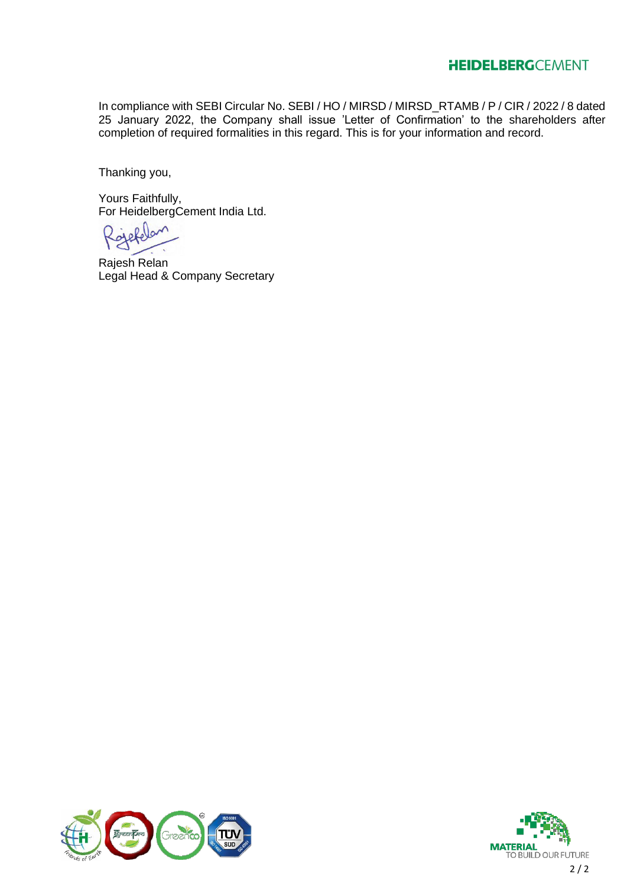In compliance with SEBI Circular No. SEBI / HO / MIRSD / MIRSD_RTAMB / P / CIR / 2022 / 8 dated 25 January 2022, the Company shall issue 'Letter of Confirmation' to the shareholders after completion of required formalities in this regard. This is for your information and record.

Thanking you,

Yours Faithfully,
For HeidelbergCement India Ltd.

Rajesh Relan
Legal Head & Company Secretary